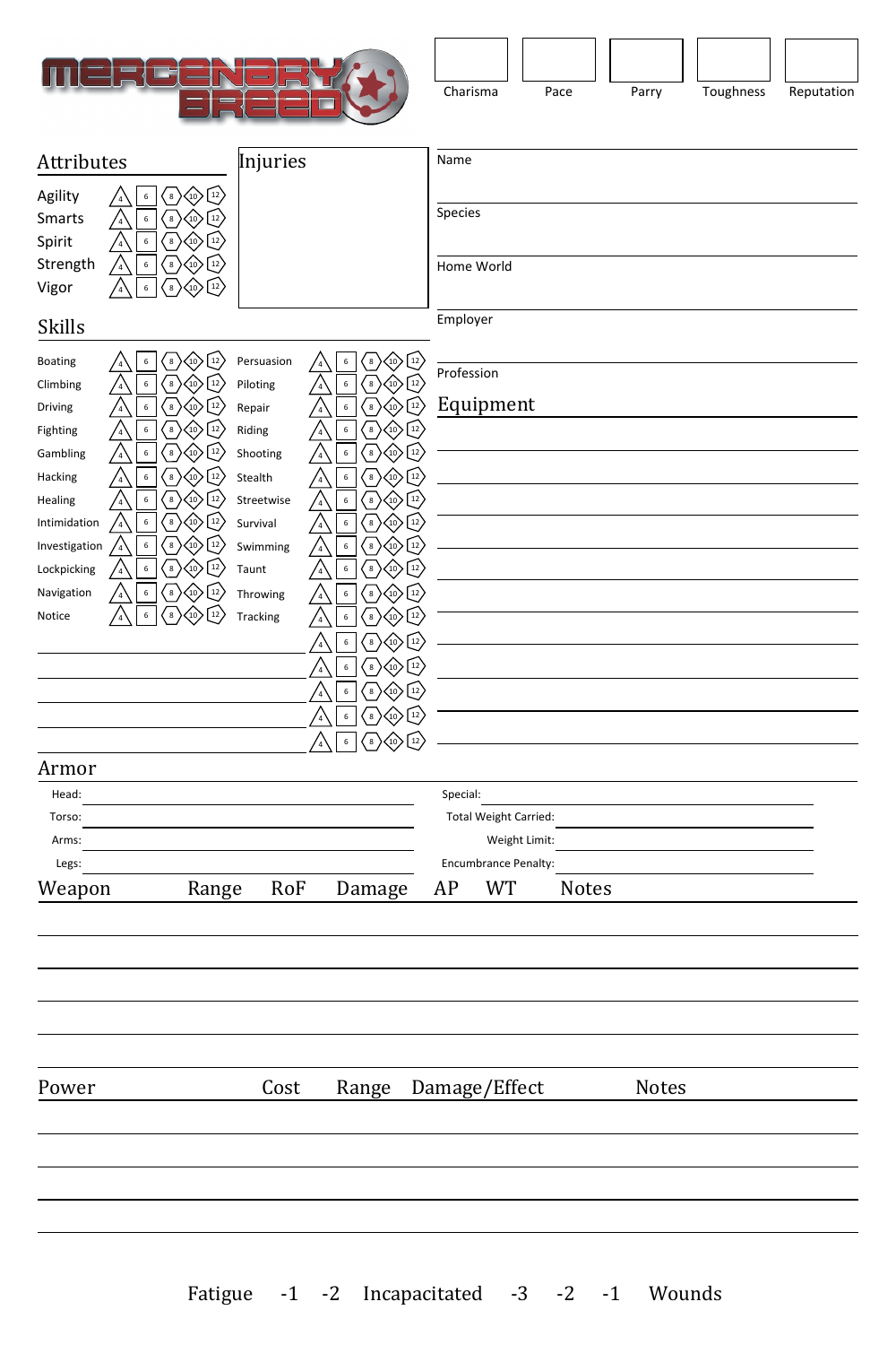# Mercenary Breed

| Charisma | Pace | Parry | Toughness | Reputation |
|---|---|---|---|---|
| | | | | |

## Attributes

| Attribute | Die |
|---|---|
| Agility | 4 6 8 10 12 |
| Smarts | 4 6 8 10 12 |
| Spirit | 4 6 8 10 12 |
| Strength | 4 6 8 10 12 |
| Vigor | 4 6 8 10 12 |

## Injuries

Name

Species

Home World

Employer

Profession

## Skills

| Skill | Die | Skill | Die |
|---|---|---|---|
| Boating | 4 6 8 10 12 | Persuasion | 4 6 8 10 12 |
| Climbing | 4 6 8 10 12 | Piloting | 4 6 8 10 12 |
| Driving | 4 6 8 10 12 | Repair | 4 6 8 10 12 |
| Fighting | 4 6 8 10 12 | Riding | 4 6 8 10 12 |
| Gambling | 4 6 8 10 12 | Shooting | 4 6 8 10 12 |
| Hacking | 4 6 8 10 12 | Stealth | 4 6 8 10 12 |
| Healing | 4 6 8 10 12 | Streetwise | 4 6 8 10 12 |
| Intimidation | 4 6 8 10 12 | Survival | 4 6 8 10 12 |
| Investigation | 4 6 8 10 12 | Swimming | 4 6 8 10 12 |
| Lockpicking | 4 6 8 10 12 | Taunt | 4 6 8 10 12 |
| Navigation | 4 6 8 10 12 | Throwing | 4 6 8 10 12 |
| Notice | 4 6 8 10 12 | Tracking | 4 6 8 10 12 |
| | | | 4 6 8 10 12 |
| | | | 4 6 8 10 12 |
| | | | 4 6 8 10 12 |
| | | | 4 6 8 10 12 |
| | | | 4 6 8 10 12 |

## Equipment

## Armor

Head:

Torso:

Arms:

Legs:

Special:

Total Weight Carried:

Weight Limit:

Encumbrance Penalty:

| Weapon | Range | RoF | Damage | AP | WT | Notes |
|---|---|---|---|---|---|---|
| | | | | | | |
| | | | | | | |
| | | | | | | |
| | | | | | | |
| | | | | | | |

| Power | Cost | Range | Damage/Effect | Notes |
|---|---|---|---|---|
| | | | | |
| | | | | |
| | | | | |
| | | | | |

Fatigue -1 -2 Incapacitated -3 -2 -1 Wounds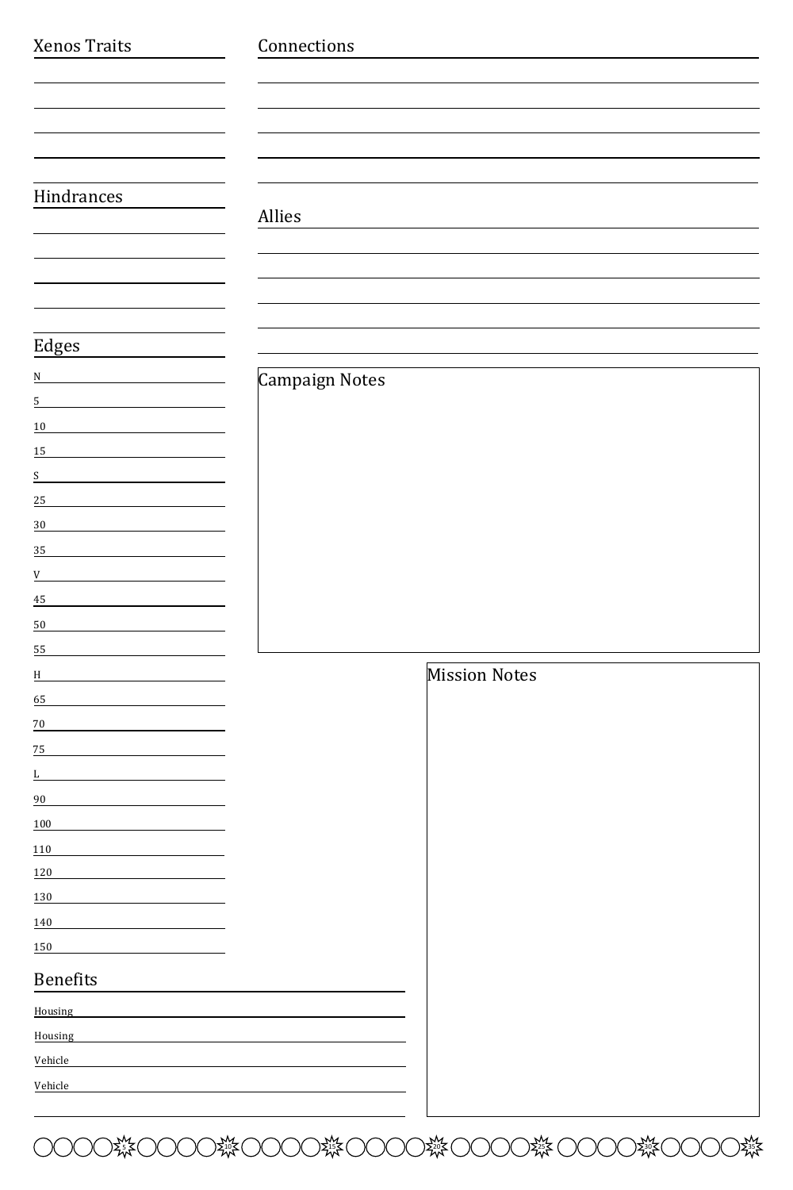## Xenos Traits

## Connections

## Hindrances

## Allies

## Edges

N

5

10

15

S

25

30

35

V

45

50

55

H

65

70

75

L

90

100

110

120

130

140

150

## Campaign Notes

## Mission Notes

## Benefits

Housing

Housing

Vehicle

Vehicle

5 10 15 20 25 30 35